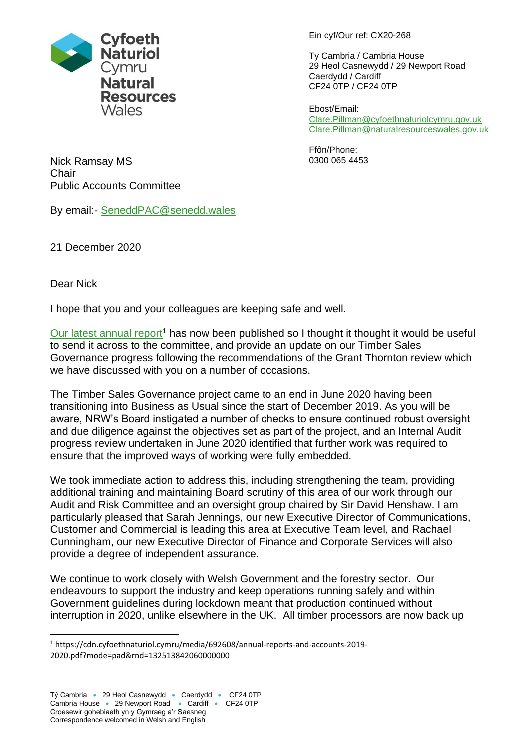Cyfoeth Naturiol Cymru
Natural Resources Wales

Ein cyf/Our ref: CX20-268

Ty Cambria / Cambria House
29 Heol Casnewydd / 29 Newport Road
Caerdydd / Cardiff
CF24 0TP / CF24 0TP

Ebost/Email:
Clare.Pillman@cyfoethnaturiolcymru.gov.uk
Clare.Pillman@naturalresourceswales.gov.uk

Ffôn/Phone:
0300 065 4453

Nick Ramsay MS
Chair
Public Accounts Committee

By email:- SeneddPAC@senedd.wales

21 December 2020

Dear Nick

I hope that you and your colleagues are keeping safe and well.

Our latest annual report[1] has now been published so I thought it thought it would be useful to send it across to the committee, and provide an update on our Timber Sales Governance progress following the recommendations of the Grant Thornton review which we have discussed with you on a number of occasions.

The Timber Sales Governance project came to an end in June 2020 having been transitioning into Business as Usual since the start of December 2019. As you will be aware, NRW's Board instigated a number of checks to ensure continued robust oversight and due diligence against the objectives set as part of the project, and an Internal Audit progress review undertaken in June 2020 identified that further work was required to ensure that the improved ways of working were fully embedded.

We took immediate action to address this, including strengthening the team, providing additional training and maintaining Board scrutiny of this area of our work through our Audit and Risk Committee and an oversight group chaired by Sir David Henshaw. I am particularly pleased that Sarah Jennings, our new Executive Director of Communications, Customer and Commercial is leading this area at Executive Team level, and Rachael Cunningham, our new Executive Director of Finance and Corporate Services will also provide a degree of independent assurance.

We continue to work closely with Welsh Government and the forestry sector. Our endeavours to support the industry and keep operations running safely and within Government guidelines during lockdown meant that production continued without interruption in 2020, unlike elsewhere in the UK. All timber processors are now back up

[1] https://cdn.cyfoethnaturiol.cymru/media/692608/annual-reports-and-accounts-2019-2020.pdf?mode=pad&rnd=132513842060000000

Tŷ Cambria • 29 Heol Casnewydd • Caerdydd • CF24 0TP
Cambria House • 29 Newport Road • Cardiff • CF24 0TP
Croesewir gohebiaeth yn y Gymraeg a'r Saesneg
Correspondence welcomed in Welsh and English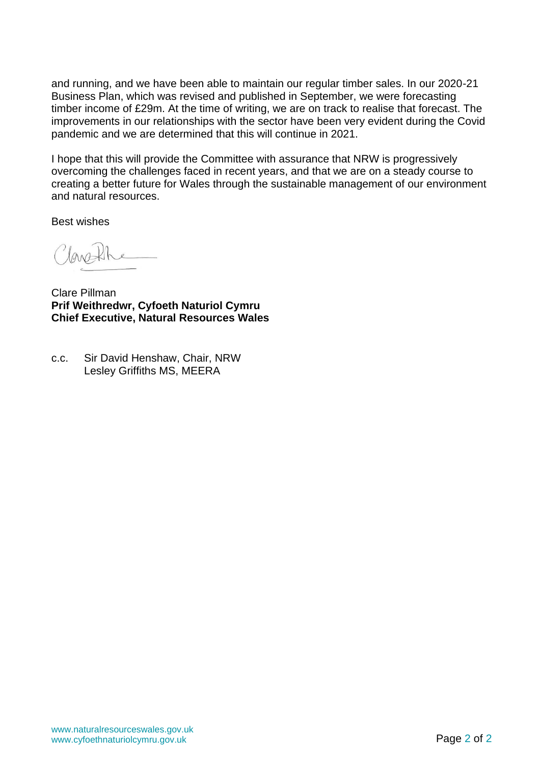and running, and we have been able to maintain our regular timber sales. In our 2020-21 Business Plan, which was revised and published in September, we were forecasting timber income of £29m. At the time of writing, we are on track to realise that forecast. The improvements in our relationships with the sector have been very evident during the Covid pandemic and we are determined that this will continue in 2021.

I hope that this will provide the Committee with assurance that NRW is progressively overcoming the challenges faced in recent years, and that we are on a steady course to creating a better future for Wales through the sustainable management of our environment and natural resources.

Best wishes

Clare Pillman
**Prif Weithredwr, Cyfoeth Naturiol Cymru**
**Chief Executive, Natural Resources Wales**

c.c. Sir David Henshaw, Chair, NRW
Lesley Griffiths MS, MEERA

www.naturalresourceswales.gov.uk
www.cyfoethnaturiolcymru.gov.uk